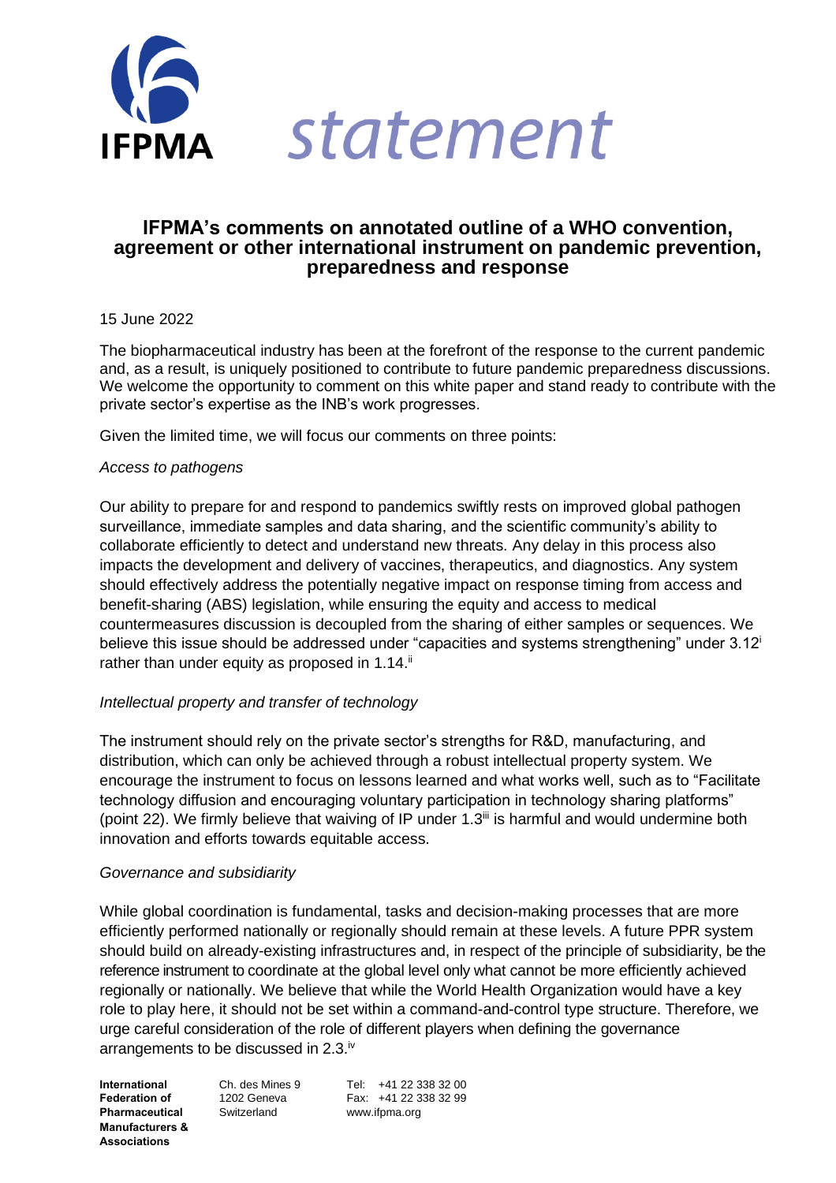# statement

## IFPMA's comments on annotated outline of a WHO convention, agreement or other international instrument on pandemic prevention, preparedness and response

15 June 2022

The biopharmaceutical industry has been at the forefront of the response to the current pandemic and, as a result, is uniquely positioned to contribute to future pandemic preparedness discussions. We welcome the opportunity to comment on this white paper and stand ready to contribute with the private sector's expertise as the INB's work progresses.

Given the limited time, we will focus our comments on three points:

*Access to pathogens*

Our ability to prepare for and respond to pandemics swiftly rests on improved global pathogen surveillance, immediate samples and data sharing, and the scientific community's ability to collaborate efficiently to detect and understand new threats. Any delay in this process also impacts the development and delivery of vaccines, therapeutics, and diagnostics. Any system should effectively address the potentially negative impact on response timing from access and benefit-sharing (ABS) legislation, while ensuring the equity and access to medical countermeasures discussion is decoupled from the sharing of either samples or sequences. We believe this issue should be addressed under "capacities and systems strengthening" under 3.12[i] rather than under equity as proposed in 1.14.[ii]

*Intellectual property and transfer of technology*

The instrument should rely on the private sector's strengths for R&D, manufacturing, and distribution, which can only be achieved through a robust intellectual property system. We encourage the instrument to focus on lessons learned and what works well, such as to "Facilitate technology diffusion and encouraging voluntary participation in technology sharing platforms" (point 22). We firmly believe that waiving of IP under 1.3[iii] is harmful and would undermine both innovation and efforts towards equitable access.

*Governance and subsidiarity*

While global coordination is fundamental, tasks and decision-making processes that are more efficiently performed nationally or regionally should remain at these levels. A future PPR system should build on already-existing infrastructures and, in respect of the principle of subsidiarity, be the reference instrument to coordinate at the global level only what cannot be more efficiently achieved regionally or nationally. We believe that while the World Health Organization would have a key role to play here, it should not be set within a command-and-control type structure. Therefore, we urge careful consideration of the role of different players when defining the governance arrangements to be discussed in 2.3.[iv]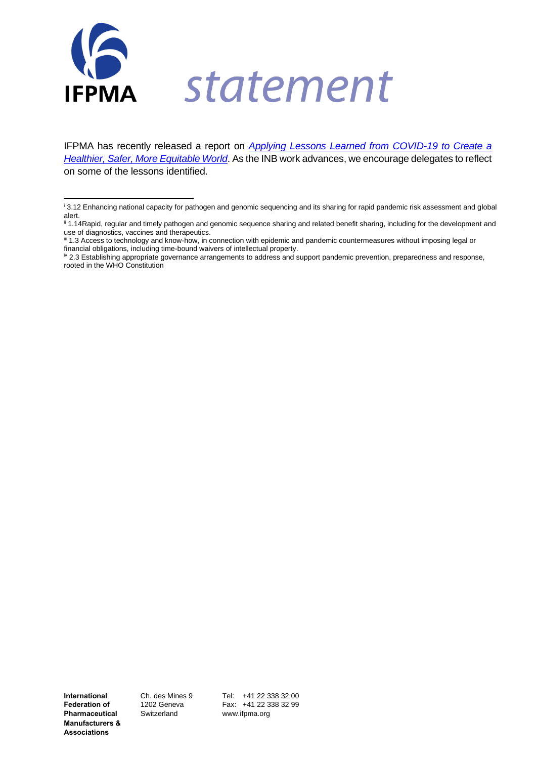# statement

IFPMA has recently released a report on *[Applying Lessons Learned from COVID-19 to Create a Healthier, Safer, More Equitable World](#)*. As the INB work advances, we encourage delegates to reflect on some of the lessons identified.

---

[i] 3.12 Enhancing national capacity for pathogen and genomic sequencing and its sharing for rapid pandemic risk assessment and global alert.

[ii] 1.14Rapid, regular and timely pathogen and genomic sequence sharing and related benefit sharing, including for the development and use of diagnostics, vaccines and therapeutics.

[iii] 1.3 Access to technology and know-how, in connection with epidemic and pandemic countermeasures without imposing legal or financial obligations, including time-bound waivers of intellectual property.

[iv] 2.3 Establishing appropriate governance arrangements to address and support pandemic prevention, preparedness and response, rooted in the WHO Constitution

**International Federation of Pharmaceutical Manufacturers & Associations**

Ch. des Mines 9
1202 Geneva
Switzerland

Tel: +41 22 338 32 00
Fax: +41 22 338 32 99
www.ifpma.org